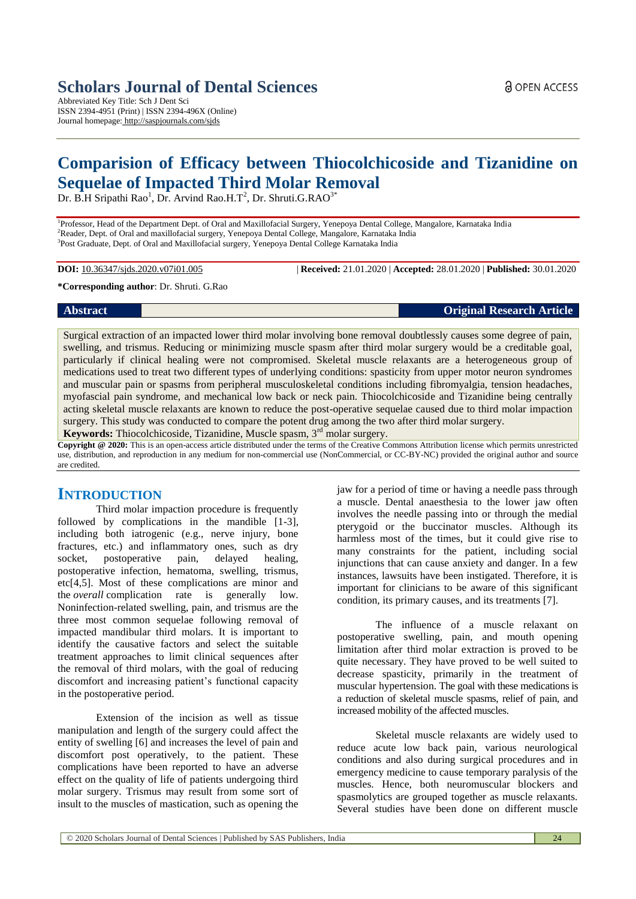# Scholars Journal of Dental Sciences

Abbreviated Key Title: Sch J Dent Sci
ISSN 2394-4951 (Print) | ISSN 2394-496X (Online)
Journal homepage: http://saspjournals.com/sjds

OPEN ACCESS

# Comparision of Efficacy between Thiocolchicoside and Tizanidine on Sequelae of Impacted Third Molar Removal

Dr. B.H Sripathi Rao[1], Dr. Arvind Rao.H.T[2], Dr. Shruti.G.RAO[3*]

[1]Professor, Head of the Department Dept. of Oral and Maxillofacial Surgery, Yenepoya Dental College, Mangalore, Karnataka India
[2]Reader, Dept. of Oral and maxillofacial surgery, Yenepoya Dental College, Mangalore, Karnataka India
[3]Post Graduate, Dept. of Oral and Maxillofacial surgery, Yenepoya Dental College Karnataka India

**DOI:** 10.36347/sjds.2020.v07i01.005 | **Received:** 21.01.2020 | **Accepted:** 28.01.2020 | **Published:** 30.01.2020

**\*Corresponding author**: Dr. Shruti. G.Rao

**Abstract** | **Original Research Article**

Surgical extraction of an impacted lower third molar involving bone removal doubtlessly causes some degree of pain, swelling, and trismus. Reducing or minimizing muscle spasm after third molar surgery would be a creditable goal, particularly if clinical healing were not compromised. Skeletal muscle relaxants are a heterogeneous group of medications used to treat two different types of underlying conditions: spasticity from upper motor neuron syndromes and muscular pain or spasms from peripheral musculoskeletal conditions including fibromyalgia, tension headaches, myofascial pain syndrome, and mechanical low back or neck pain. Thiocolchicoside and Tizanidine being centrally acting skeletal muscle relaxants are known to reduce the post-operative sequelae caused due to third molar impaction surgery. This study was conducted to compare the potent drug among the two after third molar surgery.

**Keywords:** Thiocolchicoside, Tizanidine, Muscle spasm, 3rd molar surgery.

**Copyright @ 2020:** This is an open-access article distributed under the terms of the Creative Commons Attribution license which permits unrestricted use, distribution, and reproduction in any medium for non-commercial use (NonCommercial, or CC-BY-NC) provided the original author and source are credited.

## INTRODUCTION

Third molar impaction procedure is frequently followed by complications in the mandible [1-3], including both iatrogenic (e.g., nerve injury, bone fractures, etc.) and inflammatory ones, such as dry socket, postoperative pain, delayed healing, postoperative infection, hematoma, swelling, trismus, etc[4,5]. Most of these complications are minor and the *overall* complication rate is generally low. Noninfection-related swelling, pain, and trismus are the three most common sequelae following removal of impacted mandibular third molars. It is important to identify the causative factors and select the suitable treatment approaches to limit clinical sequences after the removal of third molars, with the goal of reducing discomfort and increasing patient's functional capacity in the postoperative period.

Extension of the incision as well as tissue manipulation and length of the surgery could affect the entity of swelling [6] and increases the level of pain and discomfort post operatively, to the patient. These complications have been reported to have an adverse effect on the quality of life of patients undergoing third molar surgery. Trismus may result from some sort of insult to the muscles of mastication, such as opening the jaw for a period of time or having a needle pass through a muscle. Dental anaesthesia to the lower jaw often involves the needle passing into or through the medial pterygoid or the buccinator muscles. Although its harmless most of the times, but it could give rise to many constraints for the patient, including social injunctions that can cause anxiety and danger. In a few instances, lawsuits have been instigated. Therefore, it is important for clinicians to be aware of this significant condition, its primary causes, and its treatments [7].

The influence of a muscle relaxant on postoperative swelling, pain, and mouth opening limitation after third molar extraction is proved to be quite necessary. They have proved to be well suited to decrease spasticity, primarily in the treatment of muscular hypertension. The goal with these medications is a reduction of skeletal muscle spasms, relief of pain, and increased mobility of the affected muscles.

Skeletal muscle relaxants are widely used to reduce acute low back pain, various neurological conditions and also during surgical procedures and in emergency medicine to cause temporary paralysis of the muscles. Hence, both neuromuscular blockers and spasmolytics are grouped together as muscle relaxants. Several studies have been done on different muscle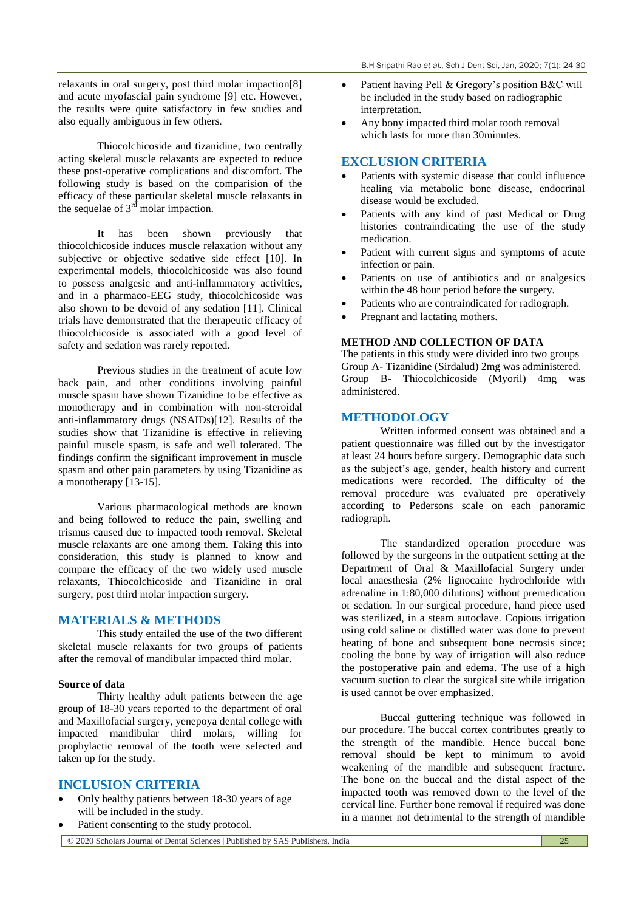relaxants in oral surgery, post third molar impaction[8] and acute myofascial pain syndrome [9] etc. However, the results were quite satisfactory in few studies and also equally ambiguous in few others.

Thiocolchicoside and tizanidine, two centrally acting skeletal muscle relaxants are expected to reduce these post-operative complications and discomfort. The following study is based on the comparision of the efficacy of these particular skeletal muscle relaxants in the sequelae of 3rd molar impaction.

It has been shown previously that thiocolchicoside induces muscle relaxation without any subjective or objective sedative side effect [10]. In experimental models, thiocolchicoside was also found to possess analgesic and anti-inflammatory activities, and in a pharmaco-EEG study, thiocolchicoside was also shown to be devoid of any sedation [11]. Clinical trials have demonstrated that the therapeutic efficacy of thiocolchicoside is associated with a good level of safety and sedation was rarely reported.

Previous studies in the treatment of acute low back pain, and other conditions involving painful muscle spasm have shown Tizanidine to be effective as monotherapy and in combination with non-steroidal anti-inflammatory drugs (NSAIDs)[12]. Results of the studies show that Tizanidine is effective in relieving painful muscle spasm, is safe and well tolerated. The findings confirm the significant improvement in muscle spasm and other pain parameters by using Tizanidine as a monotherapy [13-15].

Various pharmacological methods are known and being followed to reduce the pain, swelling and trismus caused due to impacted tooth removal. Skeletal muscle relaxants are one among them. Taking this into consideration, this study is planned to know and compare the efficacy of the two widely used muscle relaxants, Thiocolchicoside and Tizanidine in oral surgery, post third molar impaction surgery.

## MATERIALS & METHODS

This study entailed the use of the two different skeletal muscle relaxants for two groups of patients after the removal of mandibular impacted third molar.

**Source of data**

Thirty healthy adult patients between the age group of 18-30 years reported to the department of oral and Maxillofacial surgery, yenepoya dental college with impacted mandibular third molars, willing for prophylactic removal of the tooth were selected and taken up for the study.

## INCLUSION CRITERIA

- Only healthy patients between 18-30 years of age will be included in the study.
- Patient consenting to the study protocol.
- Patient having Pell & Gregory's position B&C will be included in the study based on radiographic interpretation.
- Any bony impacted third molar tooth removal which lasts for more than 30minutes.

## EXCLUSION CRITERIA

- Patients with systemic disease that could influence healing via metabolic bone disease, endocrinal disease would be excluded.
- Patients with any kind of past Medical or Drug histories contraindicating the use of the study medication.
- Patient with current signs and symptoms of acute infection or pain.
- Patients on use of antibiotics and or analgesics within the 48 hour period before the surgery.
- Patients who are contraindicated for radiograph.
- Pregnant and lactating mothers.

**METHOD AND COLLECTION OF DATA**

The patients in this study were divided into two groups
Group A- Tizanidine (Sirdalud) 2mg was administered.
Group B- Thiocolchicoside (Myoril) 4mg was administered.

## METHODOLOGY

Written informed consent was obtained and a patient questionnaire was filled out by the investigator at least 24 hours before surgery. Demographic data such as the subject's age, gender, health history and current medications were recorded. The difficulty of the removal procedure was evaluated pre operatively according to Pedersons scale on each panoramic radiograph.

The standardized operation procedure was followed by the surgeons in the outpatient setting at the Department of Oral & Maxillofacial Surgery under local anaesthesia (2% lignocaine hydrochloride with adrenaline in 1:80,000 dilutions) without premedication or sedation. In our surgical procedure, hand piece used was sterilized, in a steam autoclave. Copious irrigation using cold saline or distilled water was done to prevent heating of bone and subsequent bone necrosis since; cooling the bone by way of irrigation will also reduce the postoperative pain and edema. The use of a high vacuum suction to clear the surgical site while irrigation is used cannot be over emphasized.

Buccal guttering technique was followed in our procedure. The buccal cortex contributes greatly to the strength of the mandible. Hence buccal bone removal should be kept to minimum to avoid weakening of the mandible and subsequent fracture. The bone on the buccal and the distal aspect of the impacted tooth was removed down to the level of the cervical line. Further bone removal if required was done in a manner not detrimental to the strength of mandible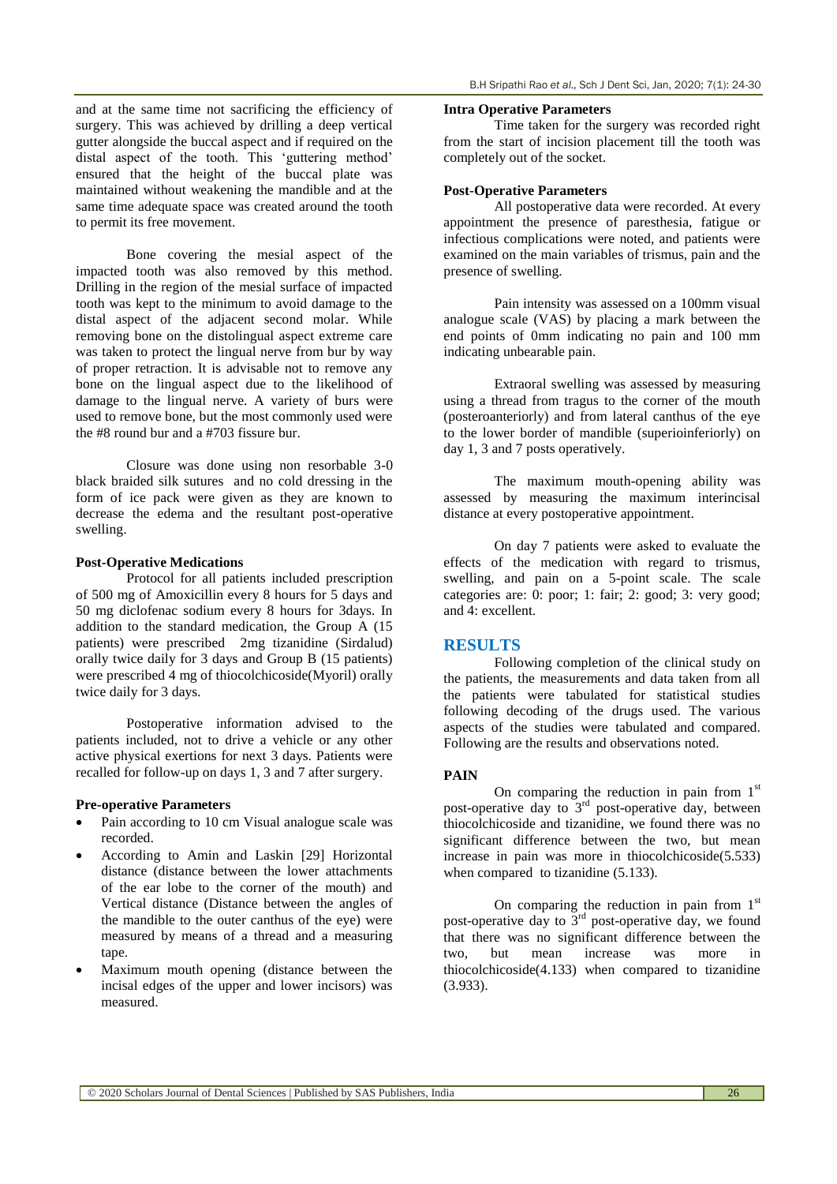and at the same time not sacrificing the efficiency of surgery. This was achieved by drilling a deep vertical gutter alongside the buccal aspect and if required on the distal aspect of the tooth. This 'guttering method' ensured that the height of the buccal plate was maintained without weakening the mandible and at the same time adequate space was created around the tooth to permit its free movement.

Bone covering the mesial aspect of the impacted tooth was also removed by this method. Drilling in the region of the mesial surface of impacted tooth was kept to the minimum to avoid damage to the distal aspect of the adjacent second molar. While removing bone on the distolingual aspect extreme care was taken to protect the lingual nerve from bur by way of proper retraction. It is advisable not to remove any bone on the lingual aspect due to the likelihood of damage to the lingual nerve. A variety of burs were used to remove bone, but the most commonly used were the #8 round bur and a #703 fissure bur.

Closure was done using non resorbable 3-0 black braided silk sutures and no cold dressing in the form of ice pack were given as they are known to decrease the edema and the resultant post-operative swelling.

**Post-Operative Medications**

Protocol for all patients included prescription of 500 mg of Amoxicillin every 8 hours for 5 days and 50 mg diclofenac sodium every 8 hours for 3days. In addition to the standard medication, the Group A (15 patients) were prescribed 2mg tizanidine (Sirdalud) orally twice daily for 3 days and Group B (15 patients) were prescribed 4 mg of thiocolchicoside(Myoril) orally twice daily for 3 days.

Postoperative information advised to the patients included, not to drive a vehicle or any other active physical exertions for next 3 days. Patients were recalled for follow-up on days 1, 3 and 7 after surgery.

**Pre-operative Parameters**

- Pain according to 10 cm Visual analogue scale was recorded.
- According to Amin and Laskin [29] Horizontal distance (distance between the lower attachments of the ear lobe to the corner of the mouth) and Vertical distance (Distance between the angles of the mandible to the outer canthus of the eye) were measured by means of a thread and a measuring tape.
- Maximum mouth opening (distance between the incisal edges of the upper and lower incisors) was measured.

**Intra Operative Parameters**

Time taken for the surgery was recorded right from the start of incision placement till the tooth was completely out of the socket.

**Post-Operative Parameters**

All postoperative data were recorded. At every appointment the presence of paresthesia, fatigue or infectious complications were noted, and patients were examined on the main variables of trismus, pain and the presence of swelling.

Pain intensity was assessed on a 100mm visual analogue scale (VAS) by placing a mark between the end points of 0mm indicating no pain and 100 mm indicating unbearable pain.

Extraoral swelling was assessed by measuring using a thread from tragus to the corner of the mouth (posteroanteriorly) and from lateral canthus of the eye to the lower border of mandible (superioinferiorly) on day 1, 3 and 7 posts operatively.

The maximum mouth-opening ability was assessed by measuring the maximum interincisal distance at every postoperative appointment.

On day 7 patients were asked to evaluate the effects of the medication with regard to trismus, swelling, and pain on a 5-point scale. The scale categories are: 0: poor; 1: fair; 2: good; 3: very good; and 4: excellent.

## RESULTS

Following completion of the clinical study on the patients, the measurements and data taken from all the patients were tabulated for statistical studies following decoding of the drugs used. The various aspects of the studies were tabulated and compared. Following are the results and observations noted.

### PAIN

On comparing the reduction in pain from 1st post-operative day to 3rd post-operative day, between thiocolchicoside and tizanidine, we found there was no significant difference between the two, but mean increase in pain was more in thiocolchicoside(5.533) when compared to tizanidine (5.133).

On comparing the reduction in pain from 1st post-operative day to 3rd post-operative day, we found that there was no significant difference between the two, but mean increase was more in thiocolchicoside(4.133) when compared to tizanidine (3.933).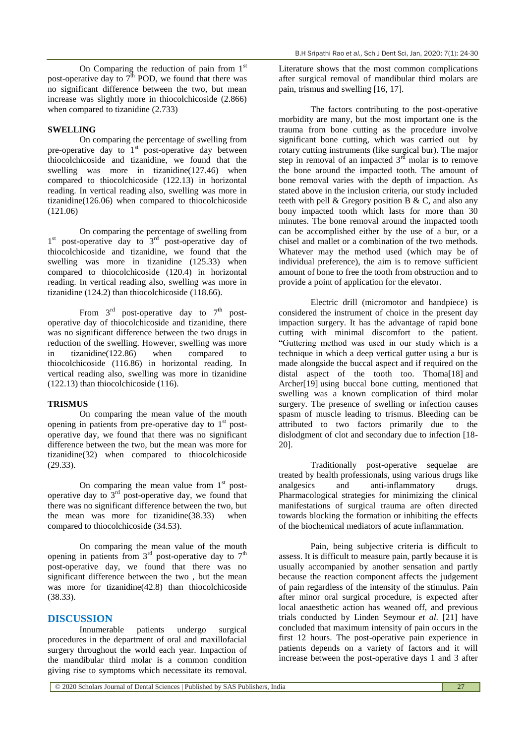On Comparing the reduction of pain from 1st post-operative day to 7th POD, we found that there was no significant difference between the two, but mean increase was slightly more in thiocolchicoside (2.866) when compared to tizanidine (2.733)

### SWELLING

On comparing the percentage of swelling from pre-operative day to 1st post-operative day between thiocolchicoside and tizanidine, we found that the swelling was more in tizanidine(127.46) when compared to thiocolchicoside (122.13) in horizontal reading. In vertical reading also, swelling was more in tizanidine(126.06) when compared to thiocolchicoside (121.06)

On comparing the percentage of swelling from 1st post-operative day to 3rd post-operative day of thiocolchicoside and tizanidine, we found that the swelling was more in tizanidine (125.33) when compared to thiocolchicoside (120.4) in horizontal reading. In vertical reading also, swelling was more in tizanidine (124.2) than thiocolchicoside (118.66).

From 3rd post-operative day to 7th post-operative day of thiocolchicoside and tizanidine, there was no significant difference between the two drugs in reduction of the swelling. However, swelling was more in tizanidine(122.86) when compared to thiocolchicoside (116.86) in horizontal reading. In vertical reading also, swelling was more in tizanidine (122.13) than thiocolchicoside (116).

### TRISMUS

On comparing the mean value of the mouth opening in patients from pre-operative day to 1st post-operative day, we found that there was no significant difference between the two, but the mean was more for tizanidine(32) when compared to thiocolchicoside (29.33).

On comparing the mean value from 1st post-operative day to 3rd post-operative day, we found that there was no significant difference between the two, but the mean was more for tizanidine(38.33) when compared to thiocolchicoside (34.53).

On comparing the mean value of the mouth opening in patients from 3rd post-operative day to 7th post-operative day, we found that there was no significant difference between the two , but the mean was more for tizanidine(42.8) than thiocolchicoside (38.33).

## DISCUSSION

Innumerable patients undergo surgical procedures in the department of oral and maxillofacial surgery throughout the world each year. Impaction of the mandibular third molar is a common condition giving rise to symptoms which necessitate its removal. Literature shows that the most common complications after surgical removal of mandibular third molars are pain, trismus and swelling [16, 17].

The factors contributing to the post-operative morbidity are many, but the most important one is the trauma from bone cutting as the procedure involve significant bone cutting, which was carried out by rotary cutting instruments (like surgical bur). The major step in removal of an impacted 3rd molar is to remove the bone around the impacted tooth. The amount of bone removal varies with the depth of impaction. As stated above in the inclusion criteria, our study included teeth with pell & Gregory position B & C, and also any bony impacted tooth which lasts for more than 30 minutes. The bone removal around the impacted tooth can be accomplished either by the use of a bur, or a chisel and mallet or a combination of the two methods. Whatever may the method used (which may be of individual preference), the aim is to remove sufficient amount of bone to free the tooth from obstruction and to provide a point of application for the elevator.

Electric drill (micromotor and handpiece) is considered the instrument of choice in the present day impaction surgery. It has the advantage of rapid bone cutting with minimal discomfort to the patient. "Guttering method was used in our study which is a technique in which a deep vertical gutter using a bur is made alongside the buccal aspect and if required on the distal aspect of the tooth too. Thoma[18] and Archer[19] using buccal bone cutting, mentioned that swelling was a known complication of third molar surgery. The presence of swelling or infection causes spasm of muscle leading to trismus. Bleeding can be attributed to two factors primarily due to the dislodgment of clot and secondary due to infection [18-20].

Traditionally post-operative sequelae are treated by health professionals, using various drugs like analgesics and anti-inflammatory drugs. Pharmacological strategies for minimizing the clinical manifestations of surgical trauma are often directed towards blocking the formation or inhibiting the effects of the biochemical mediators of acute inflammation.

Pain, being subjective criteria is difficult to assess. It is difficult to measure pain, partly because it is usually accompanied by another sensation and partly because the reaction component affects the judgement of pain regardless of the intensity of the stimulus. Pain after minor oral surgical procedure, is expected after local anaesthetic action has weaned off, and previous trials conducted by Linden Seymour *et al.* [21] have concluded that maximum intensity of pain occurs in the first 12 hours. The post-operative pain experience in patients depends on a variety of factors and it will increase between the post-operative days 1 and 3 after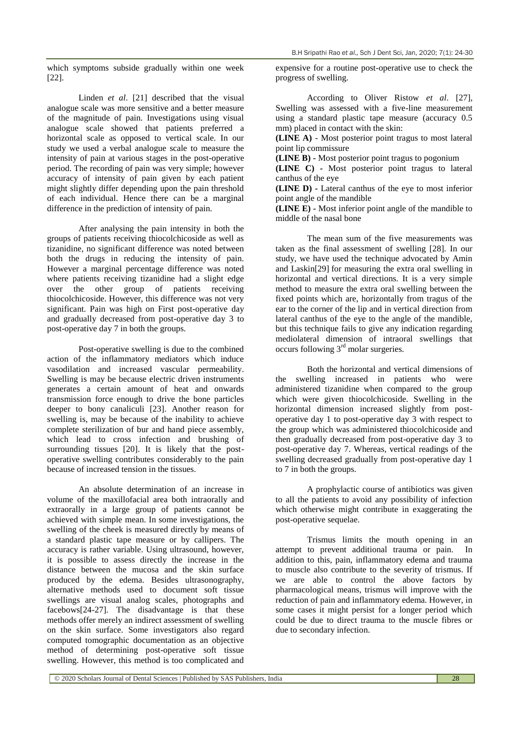which symptoms subside gradually within one week [22].

Linden *et al*. [21] described that the visual analogue scale was more sensitive and a better measure of the magnitude of pain. Investigations using visual analogue scale showed that patients preferred a horizontal scale as opposed to vertical scale. In our study we used a verbal analogue scale to measure the intensity of pain at various stages in the post-operative period. The recording of pain was very simple; however accuracy of intensity of pain given by each patient might slightly differ depending upon the pain threshold of each individual. Hence there can be a marginal difference in the prediction of intensity of pain.

After analysing the pain intensity in both the groups of patients receiving thiocolchicoside as well as tizanidine, no significant difference was noted between both the drugs in reducing the intensity of pain. However a marginal percentage difference was noted where patients receiving tizanidine had a slight edge over the other group of patients receiving thiocolchicoside. However, this difference was not very significant. Pain was high on First post-operative day and gradually decreased from post-operative day 3 to post-operative day 7 in both the groups.

Post-operative swelling is due to the combined action of the inflammatory mediators which induce vasodilation and increased vascular permeability. Swelling is may be because electric driven instruments generates a certain amount of heat and onwards transmission force enough to drive the bone particles deeper to bony canaliculi [23]. Another reason for swelling is, may be because of the inability to achieve complete sterilization of bur and hand piece assembly, which lead to cross infection and brushing of surrounding tissues [20]. It is likely that the post-operative swelling contributes considerably to the pain because of increased tension in the tissues.

An absolute determination of an increase in volume of the maxillofacial area both intraorally and extraorally in a large group of patients cannot be achieved with simple mean. In some investigations, the swelling of the cheek is measured directly by means of a standard plastic tape measure or by callipers. The accuracy is rather variable. Using ultrasound, however, it is possible to assess directly the increase in the distance between the mucosa and the skin surface produced by the edema. Besides ultrasonography, alternative methods used to document soft tissue swellings are visual analog scales, photographs and facebows[24-27]. The disadvantage is that these methods offer merely an indirect assessment of swelling on the skin surface. Some investigators also regard computed tomographic documentation as an objective method of determining post-operative soft tissue swelling. However, this method is too complicated and expensive for a routine post-operative use to check the progress of swelling.

According to Oliver Ristow *et al*. [27], Swelling was assessed with a five-line measurement using a standard plastic tape measure (accuracy 0.5 mm) placed in contact with the skin:

**(LINE A)** - Most posterior point tragus to most lateral point lip commissure

**(LINE B)** - Most posterior point tragus to pogonium

**(LINE C)** - Most posterior point tragus to lateral canthus of the eye

**(LINE D)** - Lateral canthus of the eye to most inferior point angle of the mandible

**(LINE E)** - Most inferior point angle of the mandible to middle of the nasal bone

The mean sum of the five measurements was taken as the final assessment of swelling [28]. In our study, we have used the technique advocated by Amin and Laskin[29] for measuring the extra oral swelling in horizontal and vertical directions. It is a very simple method to measure the extra oral swelling between the fixed points which are, horizontally from tragus of the ear to the corner of the lip and in vertical direction from lateral canthus of the eye to the angle of the mandible, but this technique fails to give any indication regarding mediolateral dimension of intraoral swellings that occurs following 3rd molar surgeries.

Both the horizontal and vertical dimensions of the swelling increased in patients who were administered tizanidine when compared to the group which were given thiocolchicoside. Swelling in the horizontal dimension increased slightly from post-operative day 1 to post-operative day 3 with respect to the group which was administered thiocolchicoside and then gradually decreased from post-operative day 3 to post-operative day 7. Whereas, vertical readings of the swelling decreased gradually from post-operative day 1 to 7 in both the groups.

A prophylactic course of antibiotics was given to all the patients to avoid any possibility of infection which otherwise might contribute in exaggerating the post-operative sequelae.

Trismus limits the mouth opening in an attempt to prevent additional trauma or pain. In addition to this, pain, inflammatory edema and trauma to muscle also contribute to the severity of trismus. If we are able to control the above factors by pharmacological means, trismus will improve with the reduction of pain and inflammatory edema. However, in some cases it might persist for a longer period which could be due to direct trauma to the muscle fibres or due to secondary infection.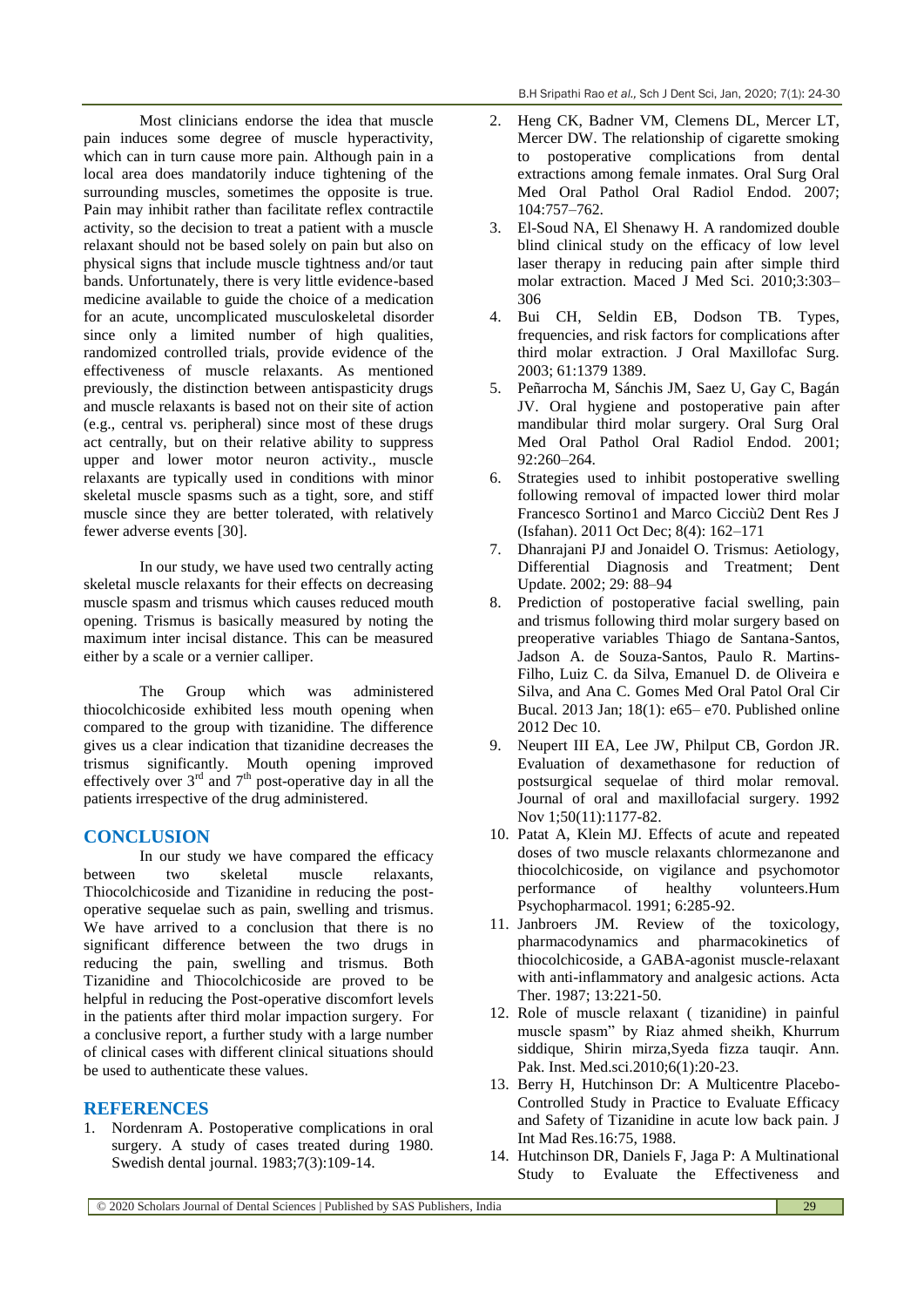Most clinicians endorse the idea that muscle pain induces some degree of muscle hyperactivity, which can in turn cause more pain. Although pain in a local area does mandatorily induce tightening of the surrounding muscles, sometimes the opposite is true. Pain may inhibit rather than facilitate reflex contractile activity, so the decision to treat a patient with a muscle relaxant should not be based solely on pain but also on physical signs that include muscle tightness and/or taut bands. Unfortunately, there is very little evidence-based medicine available to guide the choice of a medication for an acute, uncomplicated musculoskeletal disorder since only a limited number of high qualities, randomized controlled trials, provide evidence of the effectiveness of muscle relaxants. As mentioned previously, the distinction between antispasticity drugs and muscle relaxants is based not on their site of action (e.g., central vs. peripheral) since most of these drugs act centrally, but on their relative ability to suppress upper and lower motor neuron activity., muscle relaxants are typically used in conditions with minor skeletal muscle spasms such as a tight, sore, and stiff muscle since they are better tolerated, with relatively fewer adverse events [30].

In our study, we have used two centrally acting skeletal muscle relaxants for their effects on decreasing muscle spasm and trismus which causes reduced mouth opening. Trismus is basically measured by noting the maximum inter incisal distance. This can be measured either by a scale or a vernier calliper.

The Group which was administered thiocolchicoside exhibited less mouth opening when compared to the group with tizanidine. The difference gives us a clear indication that tizanidine decreases the trismus significantly. Mouth opening improved effectively over 3rd and 7th post-operative day in all the patients irrespective of the drug administered.

## CONCLUSION

In our study we have compared the efficacy between two skeletal muscle relaxants, Thiocolchicoside and Tizanidine in reducing the post-operative sequelae such as pain, swelling and trismus. We have arrived to a conclusion that there is no significant difference between the two drugs in reducing the pain, swelling and trismus. Both Tizanidine and Thiocolchicoside are proved to be helpful in reducing the Post-operative discomfort levels in the patients after third molar impaction surgery. For a conclusive report, a further study with a large number of clinical cases with different clinical situations should be used to authenticate these values.

## REFERENCES

1. Nordenram A. Postoperative complications in oral surgery. A study of cases treated during 1980. Swedish dental journal. 1983;7(3):109-14.
2. Heng CK, Badner VM, Clemens DL, Mercer LT, Mercer DW. The relationship of cigarette smoking to postoperative complications from dental extractions among female inmates. Oral Surg Oral Med Oral Pathol Oral Radiol Endod. 2007; 104:757–762.
3. El-Soud NA, El Shenawy H. A randomized double blind clinical study on the efficacy of low level laser therapy in reducing pain after simple third molar extraction. Maced J Med Sci. 2010;3:303–306
4. Bui CH, Seldin EB, Dodson TB. Types, frequencies, and risk factors for complications after third molar extraction. J Oral Maxillofac Surg. 2003; 61:1379 1389.
5. Peñarrocha M, Sánchis JM, Saez U, Gay C, Bagán JV. Oral hygiene and postoperative pain after mandibular third molar surgery. Oral Surg Oral Med Oral Pathol Oral Radiol Endod. 2001; 92:260–264.
6. Strategies used to inhibit postoperative swelling following removal of impacted lower third molar Francesco Sortino1 and Marco Cicciù2 Dent Res J (Isfahan). 2011 Oct Dec; 8(4): 162–171
7. Dhanrajani PJ and Jonaidel O. Trismus: Aetiology, Differential Diagnosis and Treatment; Dent Update. 2002; 29: 88–94
8. Prediction of postoperative facial swelling, pain and trismus following third molar surgery based on preoperative variables Thiago de Santana-Santos, Jadson A. de Souza-Santos, Paulo R. Martins-Filho, Luiz C. da Silva, Emanuel D. de Oliveira e Silva, and Ana C. Gomes Med Oral Patol Oral Cir Bucal. 2013 Jan; 18(1): e65– e70. Published online 2012 Dec 10.
9. Neupert III EA, Lee JW, Philput CB, Gordon JR. Evaluation of dexamethasone for reduction of postsurgical sequelae of third molar removal. Journal of oral and maxillofacial surgery. 1992 Nov 1;50(11):1177-82.
10. Patat A, Klein MJ. Effects of acute and repeated doses of two muscle relaxants chlormezanone and thiocolchicoside, on vigilance and psychomotor performance of healthy volunteers.Hum Psychopharmacol. 1991; 6:285-92.
11. Janbroers JM. Review of the toxicology, pharmacodynamics and pharmacokinetics of thiocolchicoside, a GABA-agonist muscle-relaxant with anti-inflammatory and analgesic actions. Acta Ther. 1987; 13:221-50.
12. Role of muscle relaxant ( tizanidine) in painful muscle spasm" by Riaz ahmed sheikh, Khurrum siddique, Shirin mirza,Syeda fizza tauqir. Ann. Pak. Inst. Med.sci.2010;6(1):20-23.
13. Berry H, Hutchinson Dr: A Multicentre Placebo-Controlled Study in Practice to Evaluate Efficacy and Safety of Tizanidine in acute low back pain. J Int Mad Res.16:75, 1988.
14. Hutchinson DR, Daniels F, Jaga P: A Multinational Study to Evaluate the Effectiveness and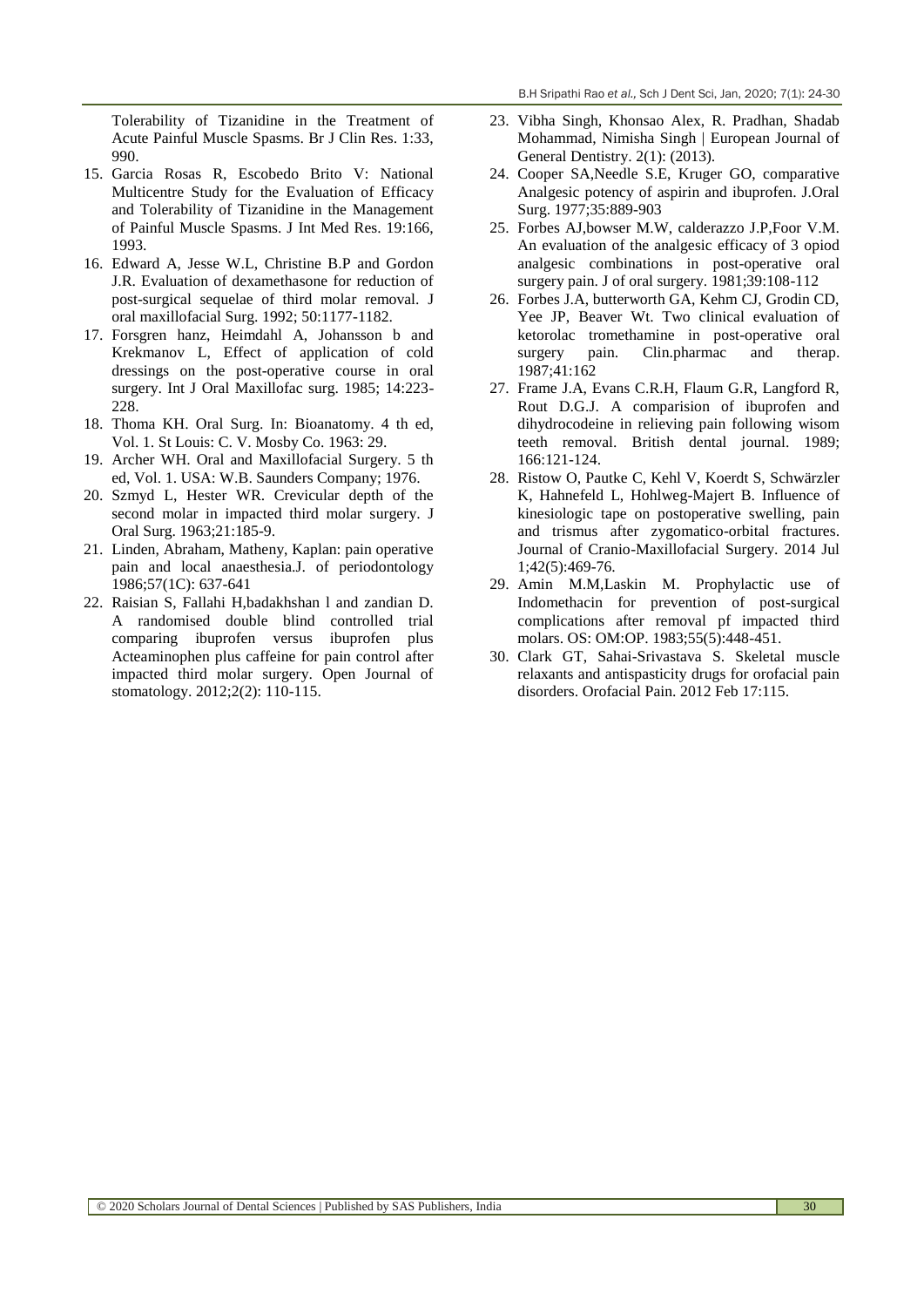Tolerability of Tizanidine in the Treatment of Acute Painful Muscle Spasms. Br J Clin Res. 1:33, 990.

15. Garcia Rosas R, Escobedo Brito V: National Multicentre Study for the Evaluation of Efficacy and Tolerability of Tizanidine in the Management of Painful Muscle Spasms. J Int Med Res. 19:166, 1993.
16. Edward A, Jesse W.L, Christine B.P and Gordon J.R. Evaluation of dexamethasone for reduction of post-surgical sequelae of third molar removal. J oral maxillofacial Surg. 1992; 50:1177-1182.
17. Forsgren hanz, Heimdahl A, Johansson b and Krekmanov L, Effect of application of cold dressings on the post-operative course in oral surgery. Int J Oral Maxillofac surg. 1985; 14:223-228.
18. Thoma KH. Oral Surg. In: Bioanatomy. 4 th ed, Vol. 1. St Louis: C. V. Mosby Co. 1963: 29.
19. Archer WH. Oral and Maxillofacial Surgery. 5 th ed, Vol. 1. USA: W.B. Saunders Company; 1976.
20. Szmyd L, Hester WR. Crevicular depth of the second molar in impacted third molar surgery. J Oral Surg. 1963;21:185-9.
21. Linden, Abraham, Matheny, Kaplan: pain operative pain and local anaesthesia.J. of periodontology 1986;57(1C): 637-641
22. Raisian S, Fallahi H,badakhshan l and zandian D. A randomised double blind controlled trial comparing ibuprofen versus ibuprofen plus Acteaminophen plus caffeine for pain control after impacted third molar surgery. Open Journal of stomatology. 2012;2(2): 110-115.
23. Vibha Singh, Khonsao Alex, R. Pradhan, Shadab Mohammad, Nimisha Singh | European Journal of General Dentistry. 2(1): (2013).
24. Cooper SA,Needle S.E, Kruger GO, comparative Analgesic potency of aspirin and ibuprofen. J.Oral Surg. 1977;35:889-903
25. Forbes AJ,bowser M.W, calderazzo J.P,Foor V.M. An evaluation of the analgesic efficacy of 3 opiod analgesic combinations in post-operative oral surgery pain. J of oral surgery. 1981;39:108-112
26. Forbes J.A, butterworth GA, Kehm CJ, Grodin CD, Yee JP, Beaver Wt. Two clinical evaluation of ketorolac tromethamine in post-operative oral surgery pain. Clin.pharmac and therap. 1987;41:162
27. Frame J.A, Evans C.R.H, Flaum G.R, Langford R, Rout D.G.J. A comparision of ibuprofen and dihydrocodeine in relieving pain following wisom teeth removal. British dental journal. 1989; 166:121-124.
28. Ristow O, Pautke C, Kehl V, Koerdt S, Schwärzler K, Hahnefeld L, Hohlweg-Majert B. Influence of kinesiologic tape on postoperative swelling, pain and trismus after zygomatico-orbital fractures. Journal of Cranio-Maxillofacial Surgery. 2014 Jul 1;42(5):469-76.
29. Amin M.M,Laskin M. Prophylactic use of Indomethacin for prevention of post-surgical complications after removal pf impacted third molars. OS: OM:OP. 1983;55(5):448-451.
30. Clark GT, Sahai-Srivastava S. Skeletal muscle relaxants and antispasticity drugs for orofacial pain disorders. Orofacial Pain. 2012 Feb 17:115.